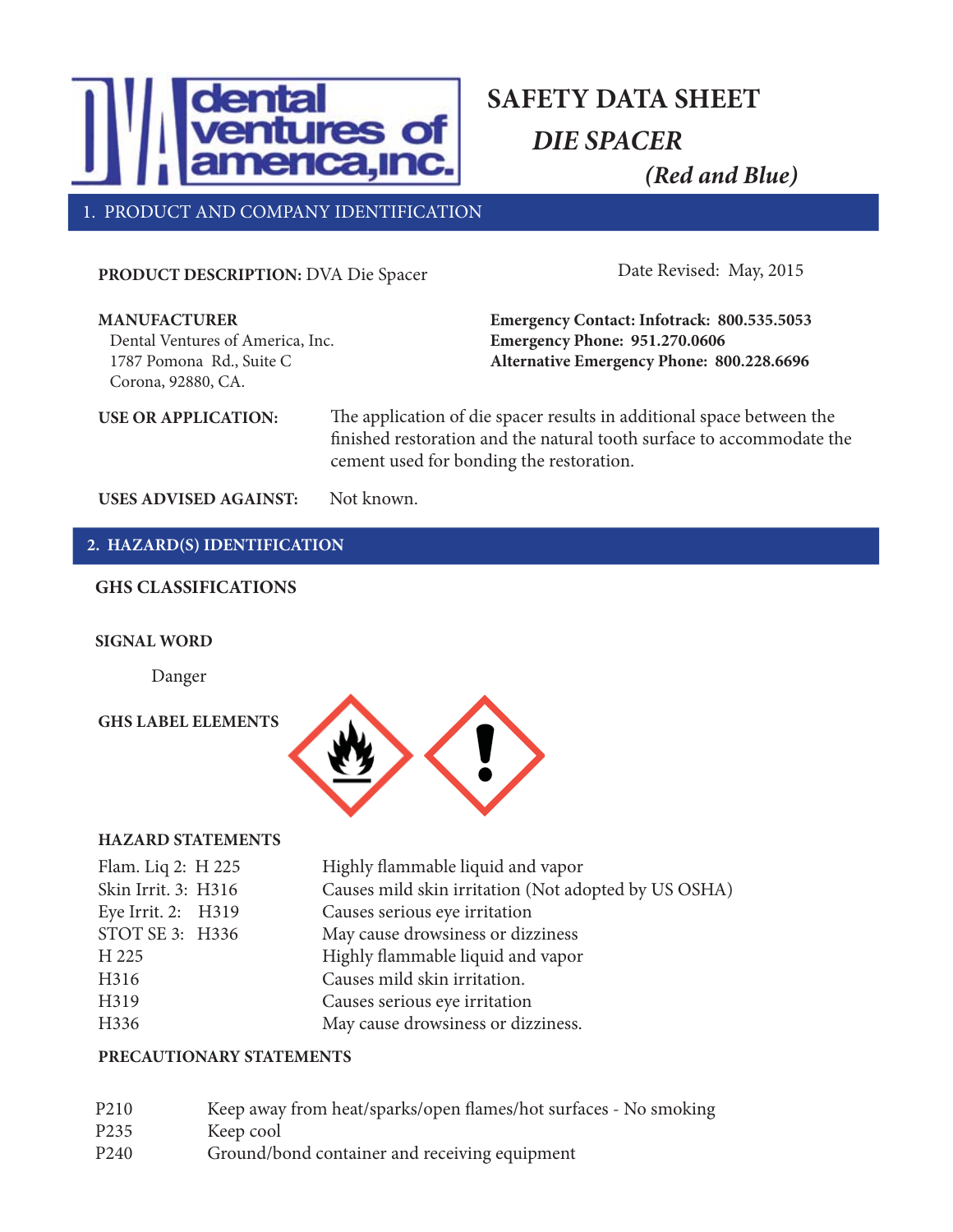# SAFETY DATA SHEET

## *DIE SPACER*

### *(Red and Blue)*

## 1. PRODUCT AND COMPANY IDENTIFICATION

**PRODUCT DESCRIPTION:** DVA Die Spacer

Date Revised: May, 2015

**MANUFACTURER**
Dental Ventures of America, Inc.
1787 Pomona Rd., Suite C
Corona, 92880, CA.

**Emergency Contact: Infotrack: 800.535.5053**
**Emergency Phone: 951.270.0606**
**Alternative Emergency Phone: 800.228.6696**

**USE OR APPLICATION:** The application of die spacer results in additional space between the finished restoration and the natural tooth surface to accommodate the cement used for bonding the restoration.

**USES ADVISED AGAINST:** Not known.

## 2. HAZARD(S) IDENTIFICATION

### GHS CLASSIFICATIONS

**SIGNAL WORD**

Danger

**GHS LABEL ELEMENTS**

**HAZARD STATEMENTS**

| | |
|---|---|
| Flam. Liq 2: H 225 | Highly flammable liquid and vapor |
| Skin Irrit. 3: H316 | Causes mild skin irritation (Not adopted by US OSHA) |
| Eye Irrit. 2: H319 | Causes serious eye irritation |
| STOT SE 3: H336 | May cause drowsiness or dizziness |
| H 225 | Highly flammable liquid and vapor |
| H316 | Causes mild skin irritation. |
| H319 | Causes serious eye irritation |
| H336 | May cause drowsiness or dizziness. |

**PRECAUTIONARY STATEMENTS**

| | |
|---|---|
| P210 | Keep away from heat/sparks/open flames/hot surfaces - No smoking |
| P235 | Keep cool |
| P240 | Ground/bond container and receiving equipment |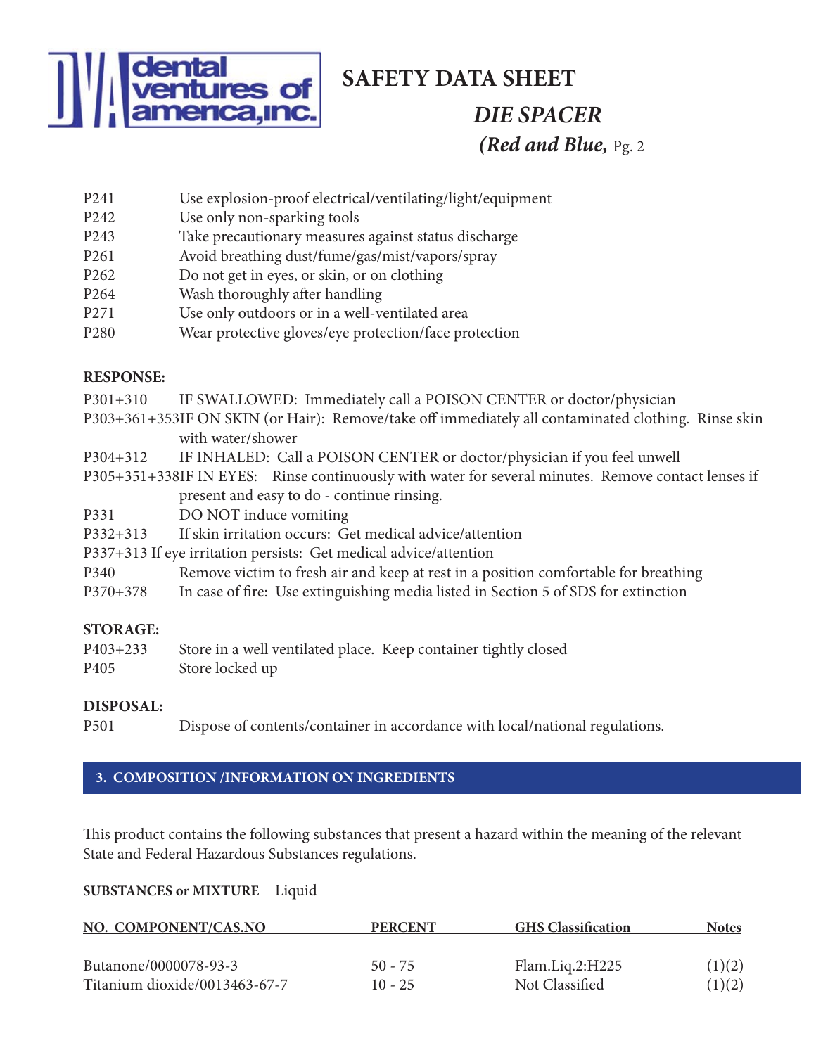| | |
|---|---|
| P241 | Use explosion-proof electrical/ventilating/light/equipment |
| P242 | Use only non-sparking tools |
| P243 | Take precautionary measures against status discharge |
| P261 | Avoid breathing dust/fume/gas/mist/vapors/spray |
| P262 | Do not get in eyes, or skin, or on clothing |
| P264 | Wash thoroughly after handling |
| P271 | Use only outdoors or in a well-ventilated area |
| P280 | Wear protective gloves/eye protection/face protection |

**RESPONSE:**

| | |
|---|---|
| P301+310 | IF SWALLOWED: Immediately call a POISON CENTER or doctor/physician |
| P303+361+353 | IF ON SKIN (or Hair): Remove/take off immediately all contaminated clothing. Rinse skin with water/shower |
| P304+312 | IF INHALED: Call a POISON CENTER or doctor/physician if you feel unwell |
| P305+351+338 | IF IN EYES: Rinse continuously with water for several minutes. Remove contact lenses if present and easy to do - continue rinsing. |
| P331 | DO NOT induce vomiting |
| P332+313 | If skin irritation occurs: Get medical advice/attention |
| P337+313 | If eye irritation persists: Get medical advice/attention |
| P340 | Remove victim to fresh air and keep at rest in a position comfortable for breathing |
| P370+378 | In case of fire: Use extinguishing media listed in Section 5 of SDS for extinction |

**STORAGE:**

| | |
|---|---|
| P403+233 | Store in a well ventilated place. Keep container tightly closed |
| P405 | Store locked up |

**DISPOSAL:**

| | |
|---|---|
| P501 | Dispose of contents/container in accordance with local/national regulations. |

## 3. COMPOSITION /INFORMATION ON INGREDIENTS

This product contains the following substances that present a hazard within the meaning of the relevant State and Federal Hazardous Substances regulations.

**SUBSTANCES or MIXTURE** Liquid

| NO. COMPONENT/CAS.NO | PERCENT | GHS Classification | Notes |
|---|---|---|---|
| Butanone/0000078-93-3 | 50 - 75 | Flam.Liq.2:H225 | (1)(2) |
| Titanium dioxide/0013463-67-7 | 10 - 25 | Not Classified | (1)(2) |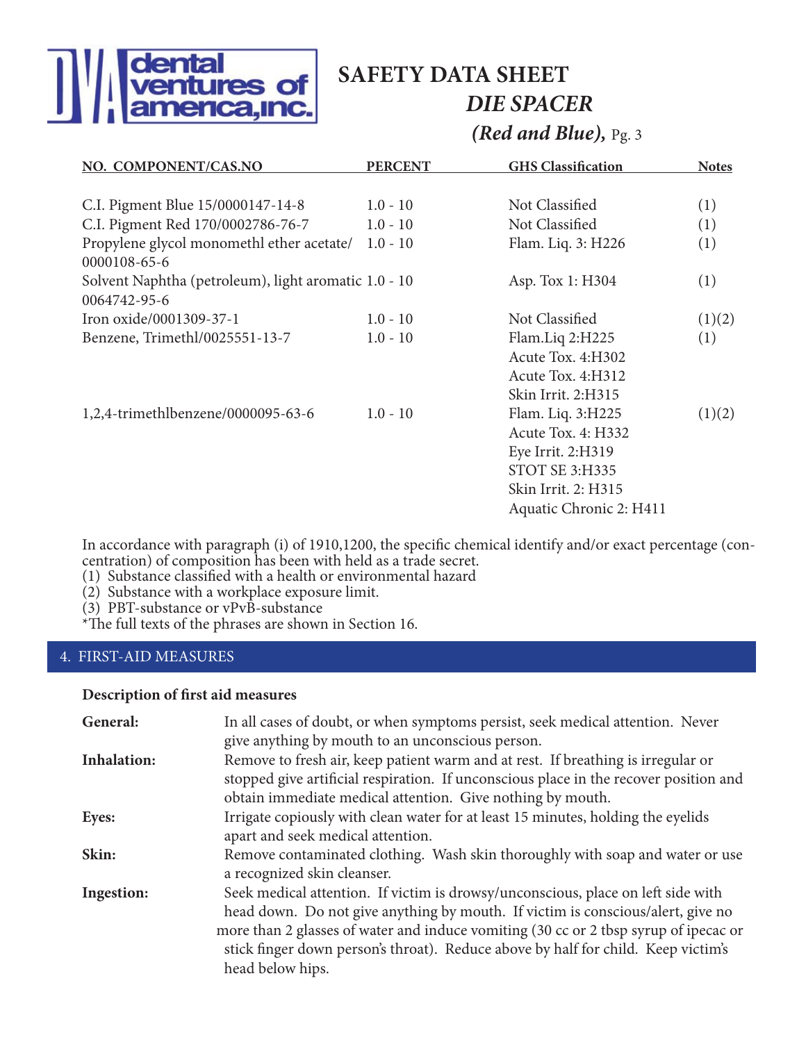| NO. COMPONENT/CAS.NO | PERCENT | GHS Classification | Notes |
|---|---|---|---|
| C.I. Pigment Blue 15/0000147-14-8 | 1.0 - 10 | Not Classified | (1) |
| C.I. Pigment Red 170/0002786-76-7 | 1.0 - 10 | Not Classified | (1) |
| Propylene glycol monomethl ether acetate/ 0000108-65-6 | 1.0 - 10 | Flam. Liq. 3: H226 | (1) |
| Solvent Naphtha (petroleum), light aromatic 0064742-95-6 | 1.0 - 10 | Asp. Tox 1: H304 | (1) |
| Iron oxide/0001309-37-1 | 1.0 - 10 | Not Classified | (1)(2) |
| Benzene, Trimethl/0025551-13-7 | 1.0 - 10 | Flam.Liq 2:H225<br>Acute Tox. 4:H302<br>Acute Tox. 4:H312<br>Skin Irrit. 2:H315 | (1) |
| 1,2,4-trimethlbenzene/0000095-63-6 | 1.0 - 10 | Flam. Liq. 3:H225<br>Acute Tox. 4: H332<br>Eye Irrit. 2:H319<br>STOT SE 3:H335<br>Skin Irrit. 2: H315<br>Aquatic Chronic 2: H411 | (1)(2) |

In accordance with paragraph (i) of 1910,1200, the specific chemical identify and/or exact percentage (concentration) of composition has been with held as a trade secret.

(1) Substance classified with a health or environmental hazard
(2) Substance with a workplace exposure limit.
(3) PBT-substance or vPvB-substance
*The full texts of the phrases are shown in Section 16.

## 4. FIRST-AID MEASURES

**Description of first aid measures**

**General:** In all cases of doubt, or when symptoms persist, seek medical attention. Never give anything by mouth to an unconscious person.

**Inhalation:** Remove to fresh air, keep patient warm and at rest. If breathing is irregular or stopped give artificial respiration. If unconscious place in the recover position and obtain immediate medical attention. Give nothing by mouth.

**Eyes:** Irrigate copiously with clean water for at least 15 minutes, holding the eyelids apart and seek medical attention.

**Skin:** Remove contaminated clothing. Wash skin thoroughly with soap and water or use a recognized skin cleanser.

**Ingestion:** Seek medical attention. If victim is drowsy/unconscious, place on left side with head down. Do not give anything by mouth. If victim is conscious/alert, give no more than 2 glasses of water and induce vomiting (30 cc or 2 tbsp syrup of ipecac or stick finger down person's throat). Reduce above by half for child. Keep victim's head below hips.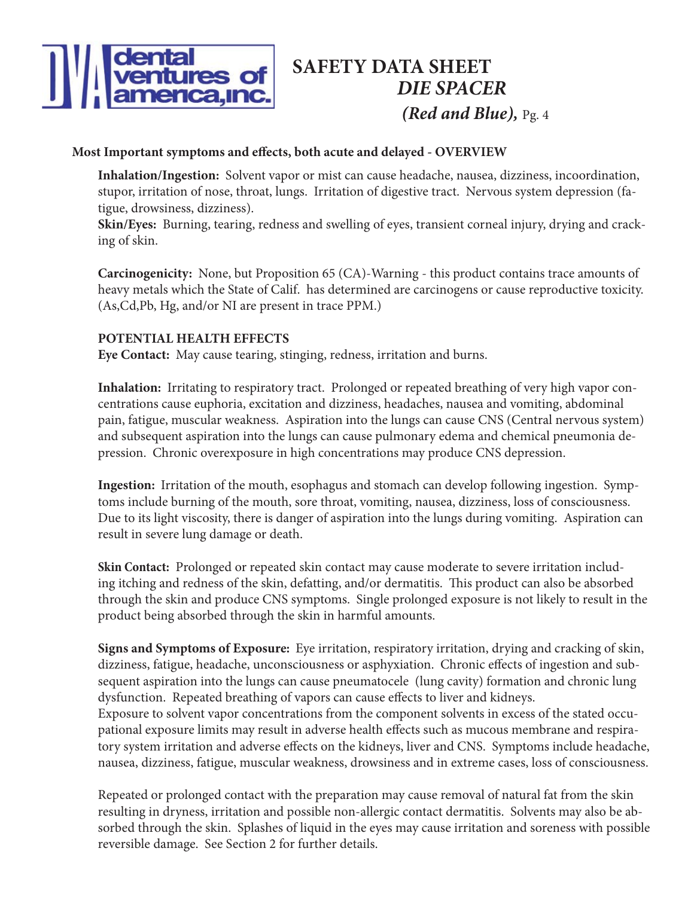**Most Important symptoms and effects, both acute and delayed - OVERVIEW**

**Inhalation/Ingestion:** Solvent vapor or mist can cause headache, nausea, dizziness, incoordination, stupor, irritation of nose, throat, lungs. Irritation of digestive tract. Nervous system depression (fatigue, drowsiness, dizziness).
**Skin/Eyes:** Burning, tearing, redness and swelling of eyes, transient corneal injury, drying and cracking of skin.

**Carcinogenicity:** None, but Proposition 65 (CA)-Warning - this product contains trace amounts of heavy metals which the State of Calif. has determined are carcinogens or cause reproductive toxicity. (As,Cd,Pb, Hg, and/or NI are present in trace PPM.)

**POTENTIAL HEALTH EFFECTS**
**Eye Contact:** May cause tearing, stinging, redness, irritation and burns.

**Inhalation:** Irritating to respiratory tract. Prolonged or repeated breathing of very high vapor concentrations cause euphoria, excitation and dizziness, headaches, nausea and vomiting, abdominal pain, fatigue, muscular weakness. Aspiration into the lungs can cause CNS (Central nervous system) and subsequent aspiration into the lungs can cause pulmonary edema and chemical pneumonia depression. Chronic overexposure in high concentrations may produce CNS depression.

**Ingestion:** Irritation of the mouth, esophagus and stomach can develop following ingestion. Symptoms include burning of the mouth, sore throat, vomiting, nausea, dizziness, loss of consciousness. Due to its light viscosity, there is danger of aspiration into the lungs during vomiting. Aspiration can result in severe lung damage or death.

**Skin Contact:** Prolonged or repeated skin contact may cause moderate to severe irritation including itching and redness of the skin, defatting, and/or dermatitis. This product can also be absorbed through the skin and produce CNS symptoms. Single prolonged exposure is not likely to result in the product being absorbed through the skin in harmful amounts.

**Signs and Symptoms of Exposure:** Eye irritation, respiratory irritation, drying and cracking of skin, dizziness, fatigue, headache, unconsciousness or asphyxiation. Chronic effects of ingestion and subsequent aspiration into the lungs can cause pneumatocele (lung cavity) formation and chronic lung dysfunction. Repeated breathing of vapors can cause effects to liver and kidneys.
Exposure to solvent vapor concentrations from the component solvents in excess of the stated occupational exposure limits may result in adverse health effects such as mucous membrane and respiratory system irritation and adverse effects on the kidneys, liver and CNS. Symptoms include headache, nausea, dizziness, fatigue, muscular weakness, drowsiness and in extreme cases, loss of consciousness.

Repeated or prolonged contact with the preparation may cause removal of natural fat from the skin resulting in dryness, irritation and possible non-allergic contact dermatitis. Solvents may also be absorbed through the skin. Splashes of liquid in the eyes may cause irritation and soreness with possible reversible damage. See Section 2 for further details.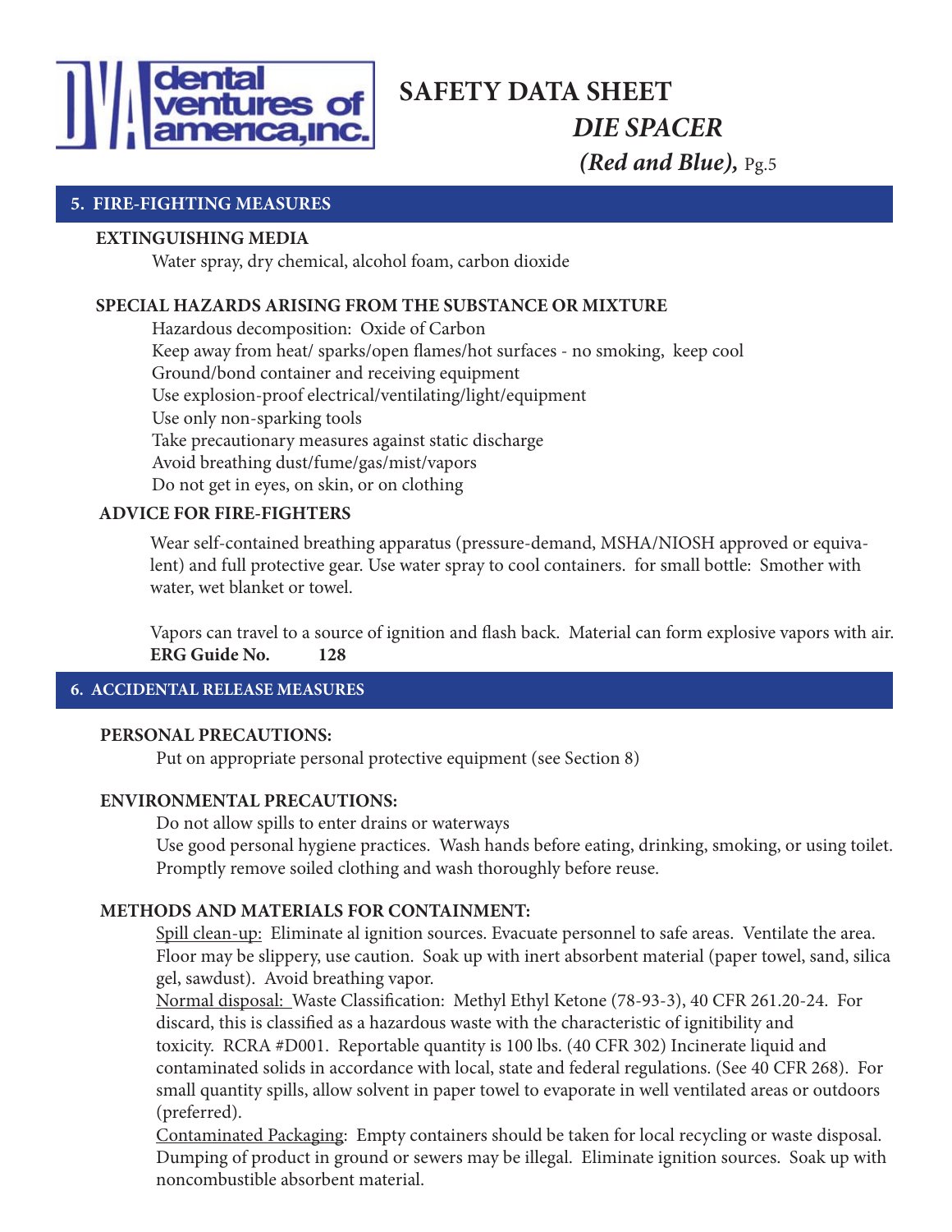## 5. FIRE-FIGHTING MEASURES

**EXTINGUISHING MEDIA**

Water spray, dry chemical, alcohol foam, carbon dioxide

**SPECIAL HAZARDS ARISING FROM THE SUBSTANCE OR MIXTURE**

Hazardous decomposition: Oxide of Carbon
Keep away from heat/ sparks/open flames/hot surfaces - no smoking, keep cool
Ground/bond container and receiving equipment
Use explosion-proof electrical/ventilating/light/equipment
Use only non-sparking tools
Take precautionary measures against static discharge
Avoid breathing dust/fume/gas/mist/vapors
Do not get in eyes, on skin, or on clothing

**ADVICE FOR FIRE-FIGHTERS**

Wear self-contained breathing apparatus (pressure-demand, MSHA/NIOSH approved or equivalent) and full protective gear. Use water spray to cool containers. for small bottle: Smother with water, wet blanket or towel.

Vapors can travel to a source of ignition and flash back. Material can form explosive vapors with air.
**ERG Guide No. 128**

## 6. ACCIDENTAL RELEASE MEASURES

**PERSONAL PRECAUTIONS:**

Put on appropriate personal protective equipment (see Section 8)

**ENVIRONMENTAL PRECAUTIONS:**

Do not allow spills to enter drains or waterways
Use good personal hygiene practices. Wash hands before eating, drinking, smoking, or using toilet.
Promptly remove soiled clothing and wash thoroughly before reuse.

**METHODS AND MATERIALS FOR CONTAINMENT:**

Spill clean-up: Eliminate al ignition sources. Evacuate personnel to safe areas. Ventilate the area. Floor may be slippery, use caution. Soak up with inert absorbent material (paper towel, sand, silica gel, sawdust). Avoid breathing vapor.
Normal disposal: Waste Classification: Methyl Ethyl Ketone (78-93-3), 40 CFR 261.20-24. For discard, this is classified as a hazardous waste with the characteristic of ignitibility and toxicity. RCRA #D001. Reportable quantity is 100 lbs. (40 CFR 302) Incinerate liquid and contaminated solids in accordance with local, state and federal regulations. (See 40 CFR 268). For small quantity spills, allow solvent in paper towel to evaporate in well ventilated areas or outdoors (preferred).
Contaminated Packaging: Empty containers should be taken for local recycling or waste disposal. Dumping of product in ground or sewers may be illegal. Eliminate ignition sources. Soak up with noncombustible absorbent material.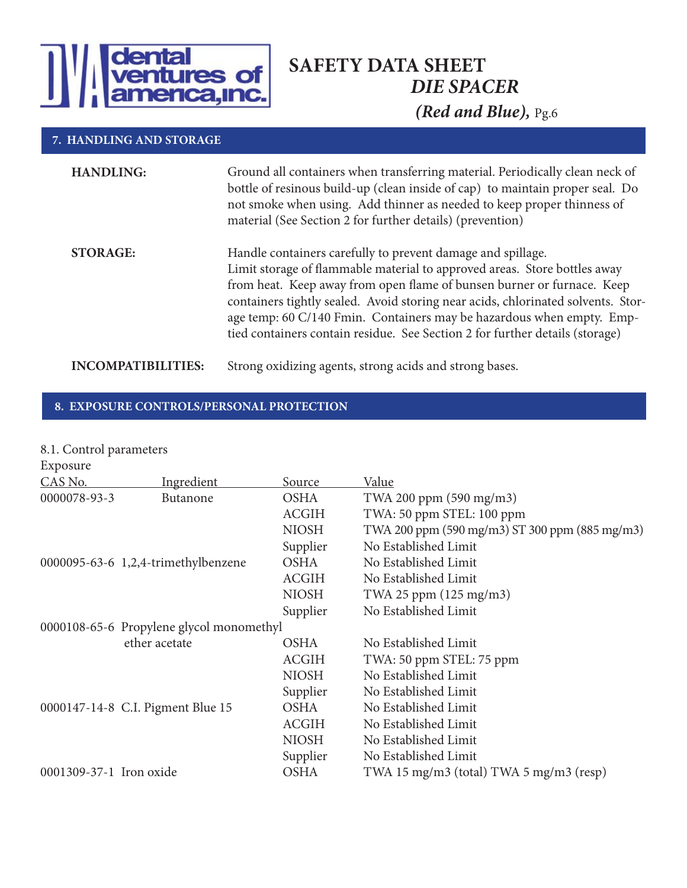# SAFETY DATA SHEET
## *DIE SPACER*
### *(Red and Blue),* Pg.6

## 7. HANDLING AND STORAGE

**HANDLING:** Ground all containers when transferring material. Periodically clean neck of bottle of resinous build-up (clean inside of cap) to maintain proper seal. Do not smoke when using. Add thinner as needed to keep proper thinness of material (See Section 2 for further details) (prevention)

**STORAGE:** Handle containers carefully to prevent damage and spillage. Limit storage of flammable material to approved areas. Store bottles away from heat. Keep away from open flame of bunsen burner or furnace. Keep containers tightly sealed. Avoid storing near acids, chlorinated solvents. Storage temp: 60 C/140 Fmin. Containers may be hazardous when empty. Emptied containers contain residue. See Section 2 for further details (storage)

**INCOMPATIBILITIES:** Strong oxidizing agents, strong acids and strong bases.

## 8. EXPOSURE CONTROLS/PERSONAL PROTECTION

8.1. Control parameters

Exposure

| CAS No. | Ingredient | Source | Value |
|---|---|---|---|
| 0000078-93-3 | Butanone | OSHA | TWA 200 ppm (590 mg/m3) |
| | | ACGIH | TWA: 50 ppm STEL: 100 ppm |
| | | NIOSH | TWA 200 ppm (590 mg/m3) ST 300 ppm (885 mg/m3) |
| | | Supplier | No Established Limit |
| 0000095-63-6 | 1,2,4-trimethylbenzene | OSHA | No Established Limit |
| | | ACGIH | No Established Limit |
| | | NIOSH | TWA 25 ppm (125 mg/m3) |
| | | Supplier | No Established Limit |
| 0000108-65-6 | Propylene glycol monomethyl ether acetate | OSHA | No Established Limit |
| | | ACGIH | TWA: 50 ppm STEL: 75 ppm |
| | | NIOSH | No Established Limit |
| | | Supplier | No Established Limit |
| 0000147-14-8 | C.I. Pigment Blue 15 | OSHA | No Established Limit |
| | | ACGIH | No Established Limit |
| | | NIOSH | No Established Limit |
| | | Supplier | No Established Limit |
| 0001309-37-1 | Iron oxide | OSHA | TWA 15 mg/m3 (total) TWA 5 mg/m3 (resp) |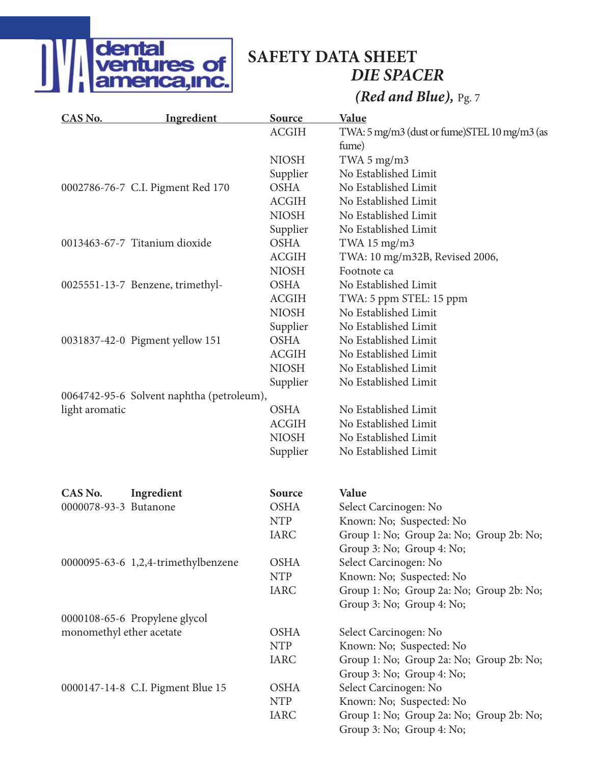# SAFETY DATA SHEET
## *DIE SPACER*
### *(Red and Blue),*

| CAS No. | Ingredient | Source | Value |
|---|---|---|---|
| | | ACGIH | TWA: 5 mg/m3 (dust or fume)STEL 10 mg/m3 (as fume) |
| | | NIOSH | TWA 5 mg/m3 |
| | | Supplier | No Established Limit |
| 0002786-76-7 | C.I. Pigment Red 170 | OSHA | No Established Limit |
| | | ACGIH | No Established Limit |
| | | NIOSH | No Established Limit |
| | | Supplier | No Established Limit |
| 0013463-67-7 | Titanium dioxide | OSHA | TWA 15 mg/m3 |
| | | ACGIH | TWA: 10 mg/m32B, Revised 2006, |
| | | NIOSH | Footnote ca |
| 0025551-13-7 | Benzene, trimethyl- | OSHA | No Established Limit |
| | | ACGIH | TWA: 5 ppm STEL: 15 ppm |
| | | NIOSH | No Established Limit |
| | | Supplier | No Established Limit |
| 0031837-42-0 | Pigment yellow 151 | OSHA | No Established Limit |
| | | ACGIH | No Established Limit |
| | | NIOSH | No Established Limit |
| | | Supplier | No Established Limit |
| 0064742-95-6 | Solvent naphtha (petroleum), light aromatic | OSHA | No Established Limit |
| | | ACGIH | No Established Limit |
| | | NIOSH | No Established Limit |
| | | Supplier | No Established Limit |

| CAS No. | Ingredient | Source | Value |
|---|---|---|---|
| 0000078-93-3 | Butanone | OSHA | Select Carcinogen: No |
| | | NTP | Known: No; Suspected: No |
| | | IARC | Group 1: No; Group 2a: No; Group 2b: No; Group 3: No; Group 4: No; |
| 0000095-63-6 | 1,2,4-trimethylbenzene | OSHA | Select Carcinogen: No |
| | | NTP | Known: No; Suspected: No |
| | | IARC | Group 1: No; Group 2a: No; Group 2b: No; Group 3: No; Group 4: No; |
| 0000108-65-6 | Propylene glycol monomethyl ether acetate | OSHA | Select Carcinogen: No |
| | | NTP | Known: No; Suspected: No |
| | | IARC | Group 1: No; Group 2a: No; Group 2b: No; Group 3: No; Group 4: No; |
| 0000147-14-8 | C.I. Pigment Blue 15 | OSHA | Select Carcinogen: No |
| | | NTP | Known: No; Suspected: No |
| | | IARC | Group 1: No; Group 2a: No; Group 2b: No; Group 3: No; Group 4: No; |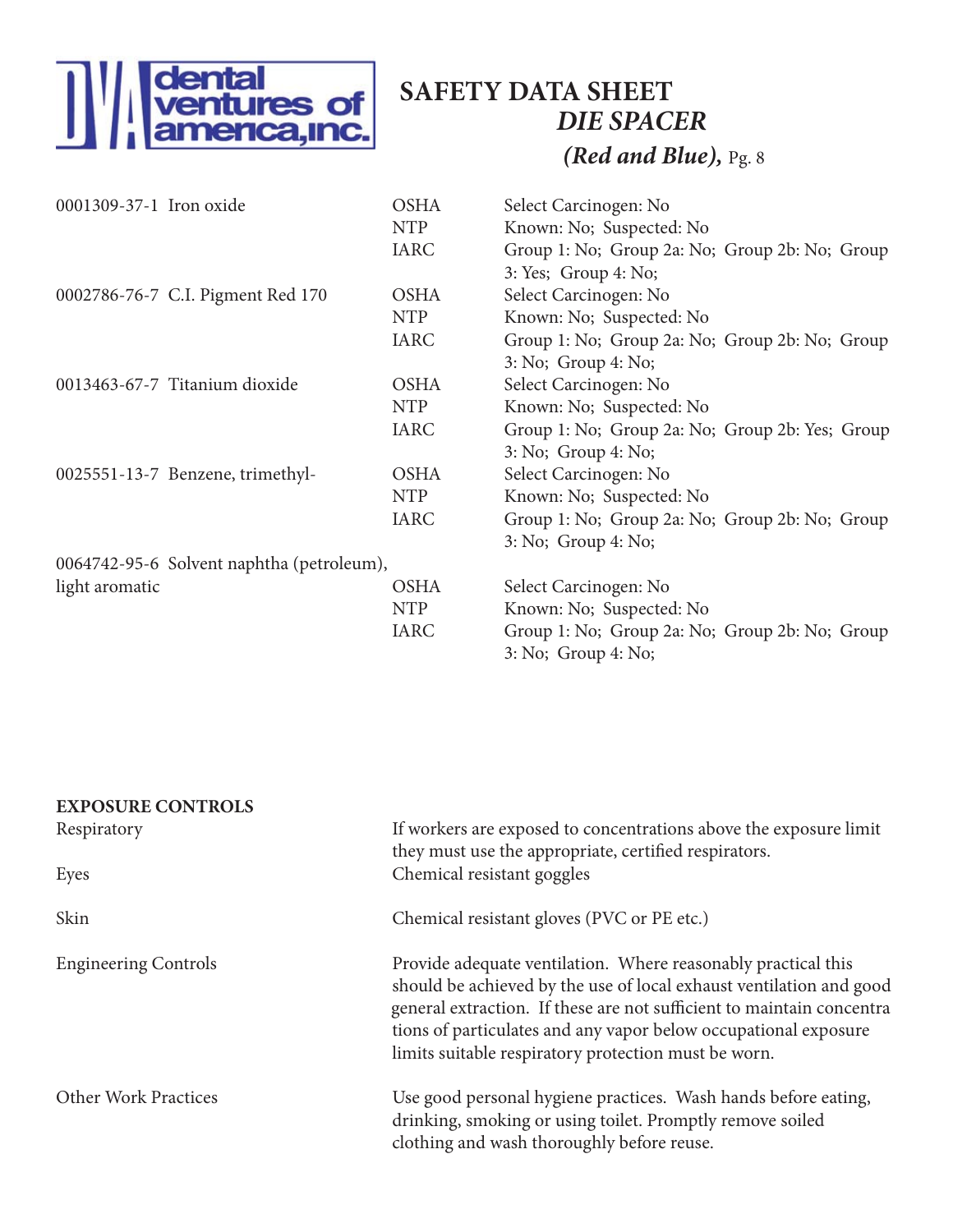| | | |
|---|---|---|
| 0001309-37-1 Iron oxide | OSHA | Select Carcinogen: No |
| | NTP | Known: No; Suspected: No |
| | IARC | Group 1: No; Group 2a: No; Group 2b: No; Group 3: Yes; Group 4: No; |
| 0002786-76-7 C.I. Pigment Red 170 | OSHA | Select Carcinogen: No |
| | NTP | Known: No; Suspected: No |
| | IARC | Group 1: No; Group 2a: No; Group 2b: No; Group 3: No; Group 4: No; |
| 0013463-67-7 Titanium dioxide | OSHA | Select Carcinogen: No |
| | NTP | Known: No; Suspected: No |
| | IARC | Group 1: No; Group 2a: No; Group 2b: Yes; Group 3: No; Group 4: No; |
| 0025551-13-7 Benzene, trimethyl- | OSHA | Select Carcinogen: No |
| | NTP | Known: No; Suspected: No |
| | IARC | Group 1: No; Group 2a: No; Group 2b: No; Group 3: No; Group 4: No; |
| 0064742-95-6 Solvent naphtha (petroleum), light aromatic | OSHA | Select Carcinogen: No |
| | NTP | Known: No; Suspected: No |
| | IARC | Group 1: No; Group 2a: No; Group 2b: No; Group 3: No; Group 4: No; |

**EXPOSURE CONTROLS**

| | |
|---|---|
| Respiratory | If workers are exposed to concentrations above the exposure limit they must use the appropriate, certified respirators. |
| Eyes | Chemical resistant goggles |
| Skin | Chemical resistant gloves (PVC or PE etc.) |
| Engineering Controls | Provide adequate ventilation. Where reasonably practical this should be achieved by the use of local exhaust ventilation and good general extraction. If these are not sufficient to maintain concentrations of particulates and any vapor below occupational exposure limits suitable respiratory protection must be worn. |
| Other Work Practices | Use good personal hygiene practices. Wash hands before eating, drinking, smoking or using toilet. Promptly remove soiled clothing and wash thoroughly before reuse. |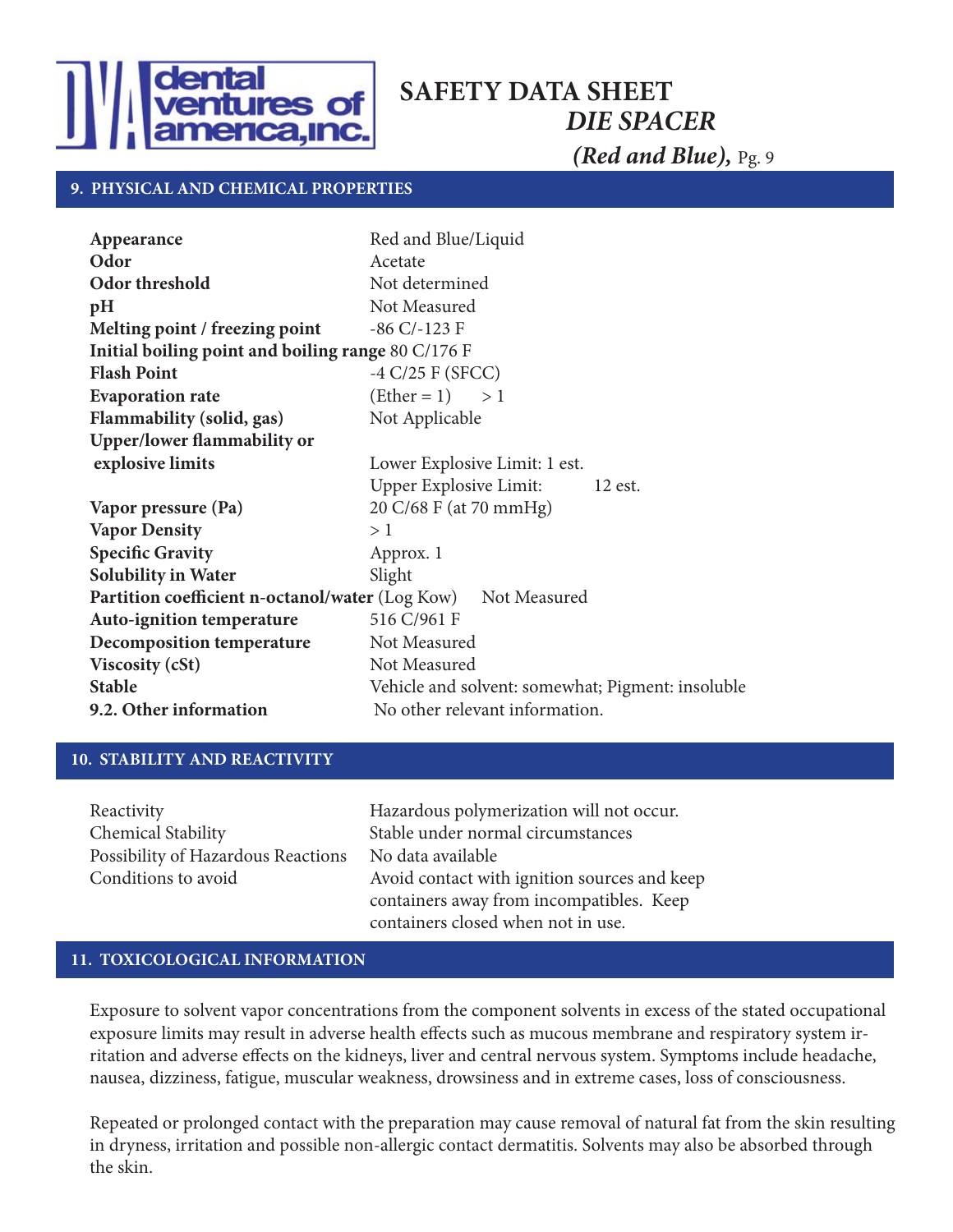## 9. PHYSICAL AND CHEMICAL PROPERTIES

| | |
|---|---|
| **Appearance** | Red and Blue/Liquid |
| **Odor** | Acetate |
| **Odor threshold** | Not determined |
| **pH** | Not Measured |
| **Melting point / freezing point** | -86 C/-123 F |
| **Initial boiling point and boiling range** | 80 C/176 F |
| **Flash Point** | -4 C/25 F (SFCC) |
| **Evaporation rate** | (Ether = 1) > 1 |
| **Flammability (solid, gas)** | Not Applicable |
| **Upper/lower flammability or explosive limits** | Lower Explosive Limit: 1 est.<br>Upper Explosive Limit: 12 est. |
| **Vapor pressure (Pa)** | 20 C/68 F (at 70 mmHg) |
| **Vapor Density** | > 1 |
| **Specific Gravity** | Approx. 1 |
| **Solubility in Water** | Slight |
| **Partition coefficient n-octanol/water** (Log Kow) | Not Measured |
| **Auto-ignition temperature** | 516 C/961 F |
| **Decomposition temperature** | Not Measured |
| **Viscosity (cSt)** | Not Measured |
| **Stable** | Vehicle and solvent: somewhat; Pigment: insoluble |
| **9.2. Other information** | No other relevant information. |

## 10. STABILITY AND REACTIVITY

| | |
|---|---|
| Reactivity | Hazardous polymerization will not occur. |
| Chemical Stability | Stable under normal circumstances |
| Possibility of Hazardous Reactions | No data available |
| Conditions to avoid | Avoid contact with ignition sources and keep containers away from incompatibles. Keep containers closed when not in use. |

## 11. TOXICOLOGICAL INFORMATION

Exposure to solvent vapor concentrations from the component solvents in excess of the stated occupational exposure limits may result in adverse health effects such as mucous membrane and respiratory system irritation and adverse effects on the kidneys, liver and central nervous system. Symptoms include headache, nausea, dizziness, fatigue, muscular weakness, drowsiness and in extreme cases, loss of consciousness.

Repeated or prolonged contact with the preparation may cause removal of natural fat from the skin resulting in dryness, irritation and possible non-allergic contact dermatitis. Solvents may also be absorbed through the skin.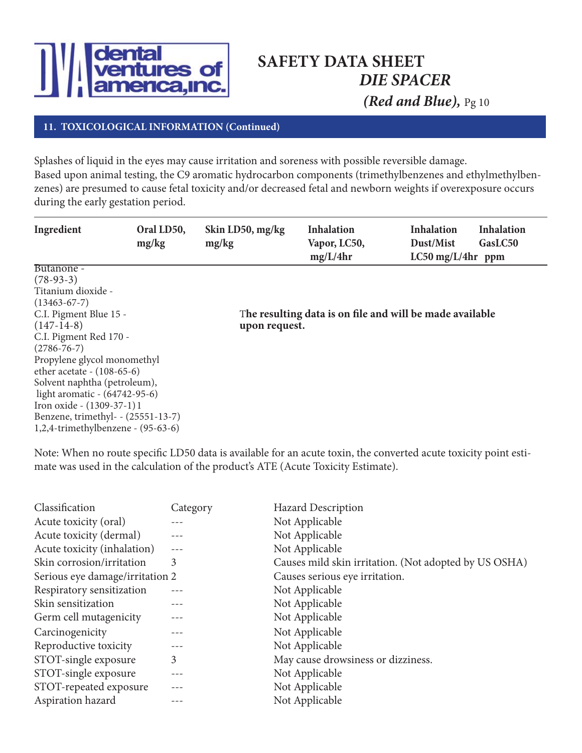## 11. TOXICOLOGICAL INFORMATION (Continued)

Splashes of liquid in the eyes may cause irritation and soreness with possible reversible damage.
Based upon animal testing, the C9 aromatic hydrocarbon components (trimethylbenzenes and ethylmethylbenzenes) are presumed to cause fetal toxicity and/or decreased fetal and newborn weights if overexposure occurs during the early gestation period.

| Ingredient | Oral LD50, mg/kg | Skin LD50, mg/kg mg/kg | Inhalation Vapor, LC50, mg/L/4hr | Inhalation Dust/Mist LC50 mg/L/4hr | Inhalation GasLC50 ppm |
|---|---|---|---|---|---|
| Butanone - (78-93-3) | | | | | |
| Titanium dioxide - (13463-67-7) | | | | | |
| C.I. Pigment Blue 15 - (147-14-8) | | **The resulting data is on file and will be made available upon request.** | | | |
| C.I. Pigment Red 170 - (2786-76-7) | | | | | |
| Propylene glycol monomethyl ether acetate - (108-65-6) | | | | | |
| Solvent naphtha (petroleum), light aromatic - (64742-95-6) | | | | | |
| Iron oxide - (1309-37-1) 1 | | | | | |
| Benzene, trimethyl- - (25551-13-7) | | | | | |
| 1,2,4-trimethylbenzene - (95-63-6) | | | | | |

Note: When no route specific LD50 data is available for an acute toxin, the converted acute toxicity point estimate was used in the calculation of the product's ATE (Acute Toxicity Estimate).

| Classification | Category | Hazard Description |
|---|---|---|
| Acute toxicity (oral) | --- | Not Applicable |
| Acute toxicity (dermal) | --- | Not Applicable |
| Acute toxicity (inhalation) | --- | Not Applicable |
| Skin corrosion/irritation | 3 | Causes mild skin irritation. (Not adopted by US OSHA) |
| Serious eye damage/irritation | 2 | Causes serious eye irritation. |
| Respiratory sensitization | --- | Not Applicable |
| Skin sensitization | --- | Not Applicable |
| Germ cell mutagenicity | --- | Not Applicable |
| Carcinogenicity | --- | Not Applicable |
| Reproductive toxicity | --- | Not Applicable |
| STOT-single exposure | 3 | May cause drowsiness or dizziness. |
| STOT-single exposure | --- | Not Applicable |
| STOT-repeated exposure | --- | Not Applicable |
| Aspiration hazard | --- | Not Applicable |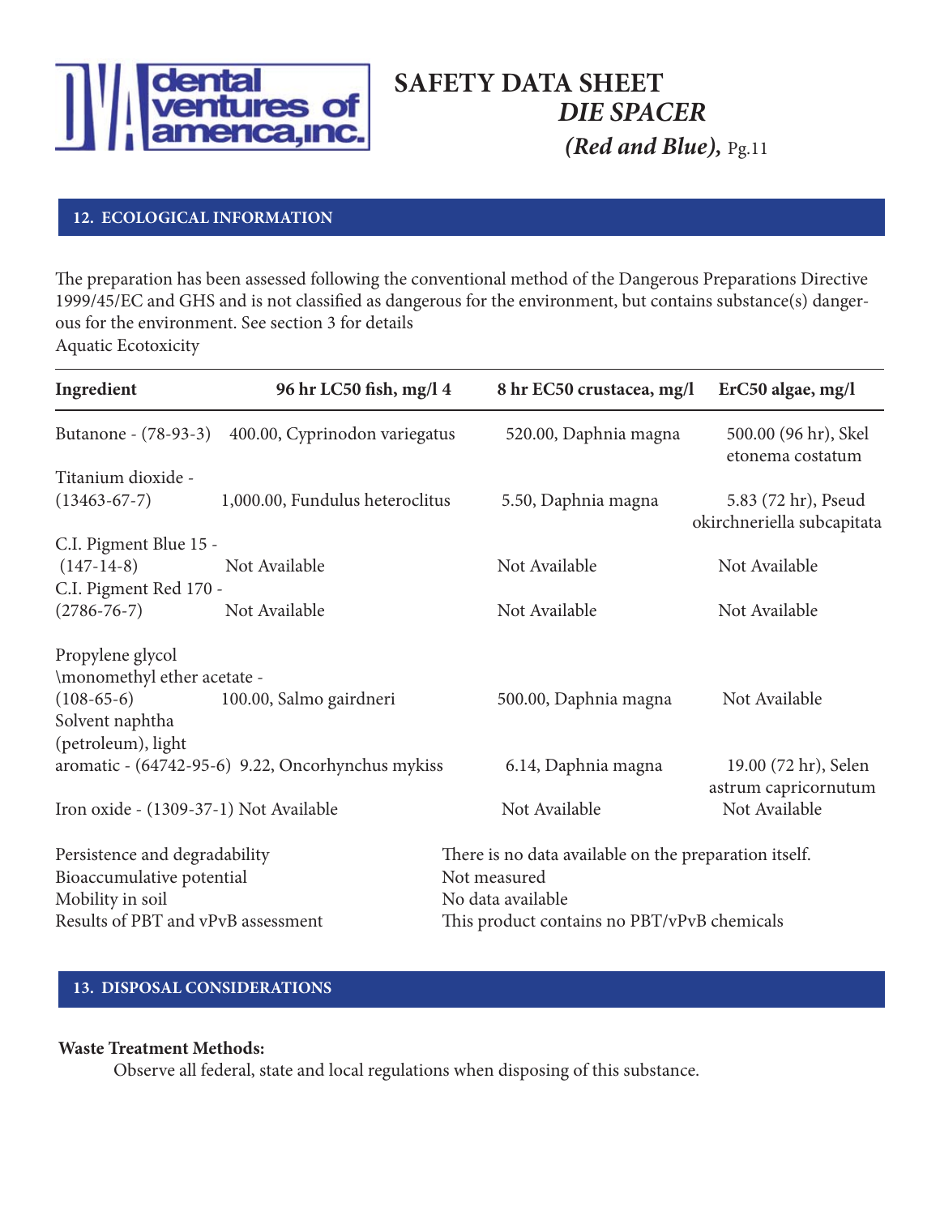## 12. ECOLOGICAL INFORMATION

The preparation has been assessed following the conventional method of the Dangerous Preparations Directive 1999/45/EC and GHS and is not classified as dangerous for the environment, but contains substance(s) dangerous for the environment. See section 3 for details

Aquatic Ecotoxicity

| Ingredient | 96 hr LC50 fish, mg/l 4 | 8 hr EC50 crustacea, mg/l | ErC50 algae, mg/l |
|---|---|---|---|
| Butanone - (78-93-3) | 400.00, Cyprinodon variegatus | 520.00, Daphnia magna | 500.00 (96 hr), Skel etonema costatum |
| Titanium dioxide - (13463-67-7) | 1,000.00, Fundulus heteroclitus | 5.50, Daphnia magna | 5.83 (72 hr), Pseud okirchneriella subcapitata |
| C.I. Pigment Blue 15 - (147-14-8) | Not Available | Not Available | Not Available |
| C.I. Pigment Red 170 - (2786-76-7) | Not Available | Not Available | Not Available |
| Propylene glycol \monomethyl ether acetate - (108-65-6) | 100.00, Salmo gairdneri | 500.00, Daphnia magna | Not Available |
| Solvent naphtha (petroleum), light aromatic - (64742-95-6) | 9.22, Oncorhynchus mykiss | 6.14, Daphnia magna | 19.00 (72 hr), Selen astrum capricornutum |
| Iron oxide - (1309-37-1) | Not Available | Not Available | Not Available |

| | |
|---|---|
| Persistence and degradability | There is no data available on the preparation itself. |
| Bioaccumulative potential | Not measured |
| Mobility in soil | No data available |
| Results of PBT and vPvB assessment | This product contains no PBT/vPvB chemicals |

## 13. DISPOSAL CONSIDERATIONS

**Waste Treatment Methods:**

Observe all federal, state and local regulations when disposing of this substance.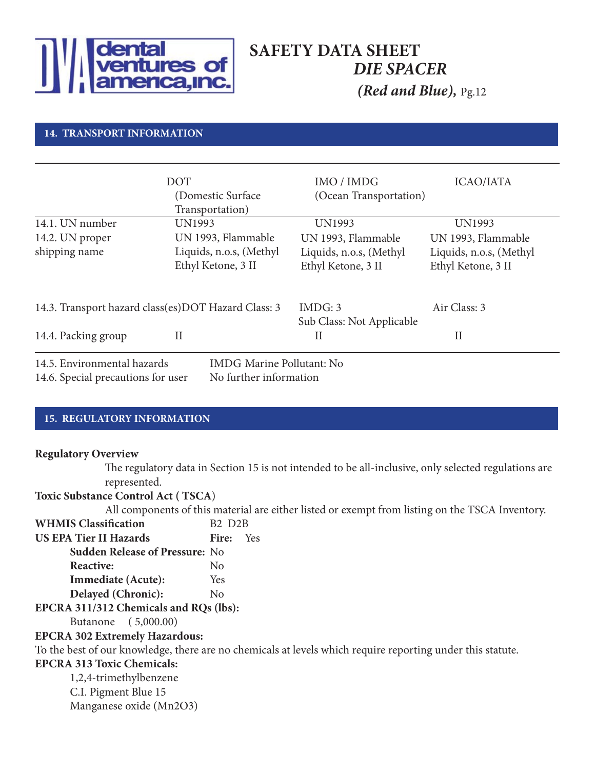## 14. TRANSPORT INFORMATION

| | DOT (Domestic Surface Transportation) | IMO / IMDG (Ocean Transportation) | ICAO/IATA |
|---|---|---|---|
| 14.1. UN number | UN1993 | UN1993 | UN1993 |
| 14.2. UN proper shipping name | UN 1993, Flammable Liquids, n.o.s, (Methyl Ethyl Ketone, 3 II | UN 1993, Flammable Liquids, n.o.s, (Methyl Ethyl Ketone, 3 II | UN 1993, Flammable Liquids, n.o.s, (Methyl Ethyl Ketone, 3 II |
| 14.3. Transport hazard class(es) | DOT Hazard Class: 3 | IMDG: 3<br>Sub Class: Not Applicable | Air Class: 3 |
| 14.4. Packing group | II | II | II |

14.5. Environmental hazards — IMDG Marine Pollutant: No

14.6. Special precautions for user — No further information

## 15. REGULATORY INFORMATION

**Regulatory Overview**

The regulatory data in Section 15 is not intended to be all-inclusive, only selected regulations are represented.

**Toxic Substance Control Act ( TSCA)**

All components of this material are either listed or exempt from listing on the TSCA Inventory.

**WHMIS Classification** B2 D2B

**US EPA Tier II Hazards** **Fire:** Yes

- **Sudden Release of Pressure:** No
- **Reactive:** No
- **Immediate (Acute):** Yes
- **Delayed (Chronic):** No

**EPCRA 311/312 Chemicals and RQs (lbs):**

Butanone ( 5,000.00)

**EPCRA 302 Extremely Hazardous:**

To the best of our knowledge, there are no chemicals at levels which require reporting under this statute.

**EPCRA 313 Toxic Chemicals:**

1,2,4-trimethylbenzene
C.I. Pigment Blue 15
Manganese oxide ($Mn_2O_3$)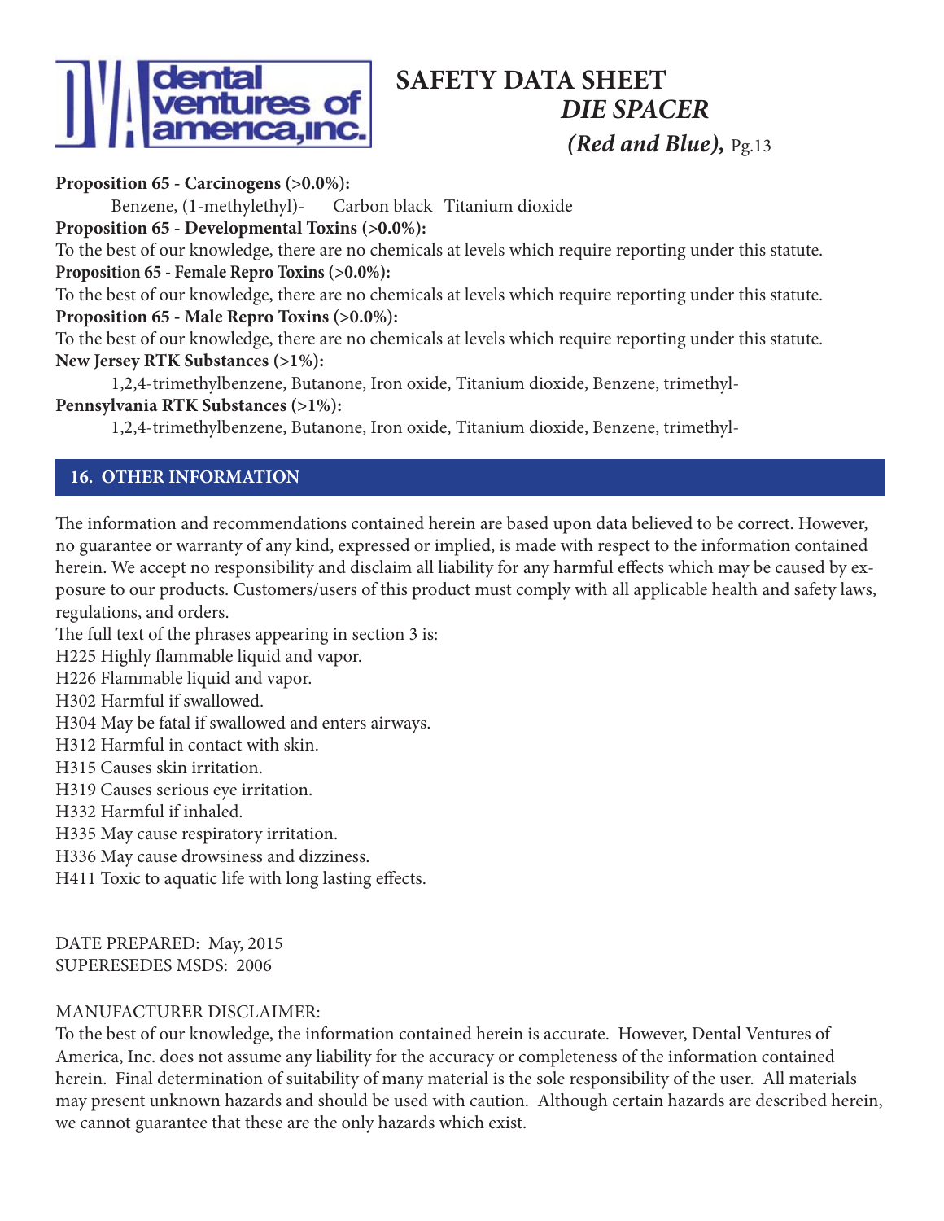**Proposition 65 - Carcinogens (>0.0%):**

Benzene, (1-methylethyl)- Carbon black Titanium dioxide

**Proposition 65 - Developmental Toxins (>0.0%):**

To the best of our knowledge, there are no chemicals at levels which require reporting under this statute.

**Proposition 65 - Female Repro Toxins (>0.0%):**

To the best of our knowledge, there are no chemicals at levels which require reporting under this statute.

**Proposition 65 - Male Repro Toxins (>0.0%):**

To the best of our knowledge, there are no chemicals at levels which require reporting under this statute.

**New Jersey RTK Substances (>1%):**

1,2,4-trimethylbenzene, Butanone, Iron oxide, Titanium dioxide, Benzene, trimethyl-

**Pennsylvania RTK Substances (>1%):**

1,2,4-trimethylbenzene, Butanone, Iron oxide, Titanium dioxide, Benzene, trimethyl-

## 16. OTHER INFORMATION

The information and recommendations contained herein are based upon data believed to be correct. However, no guarantee or warranty of any kind, expressed or implied, is made with respect to the information contained herein. We accept no responsibility and disclaim all liability for any harmful effects which may be caused by exposure to our products. Customers/users of this product must comply with all applicable health and safety laws, regulations, and orders.

The full text of the phrases appearing in section 3 is:

H225 Highly flammable liquid and vapor.
H226 Flammable liquid and vapor.
H302 Harmful if swallowed.
H304 May be fatal if swallowed and enters airways.
H312 Harmful in contact with skin.
H315 Causes skin irritation.
H319 Causes serious eye irritation.
H332 Harmful if inhaled.
H335 May cause respiratory irritation.
H336 May cause drowsiness and dizziness.
H411 Toxic to aquatic life with long lasting effects.

DATE PREPARED: May, 2015
SUPERESEDES MSDS: 2006

MANUFACTURER DISCLAIMER:

To the best of our knowledge, the information contained herein is accurate. However, Dental Ventures of America, Inc. does not assume any liability for the accuracy or completeness of the information contained herein. Final determination of suitability of many material is the sole responsibility of the user. All materials may present unknown hazards and should be used with caution. Although certain hazards are described herein, we cannot guarantee that these are the only hazards which exist.